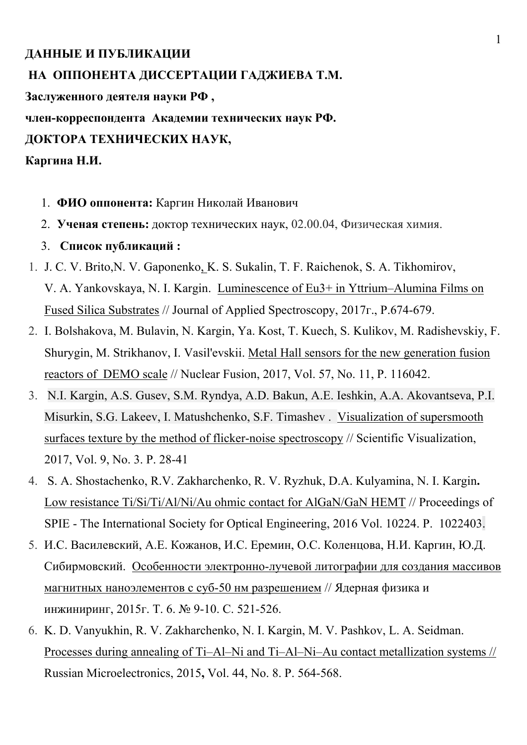**ДАННЫЕ И ПУБЛИКАЦИИ**

**НА ОППОНЕНТА ДИССЕРТАЦИИ ГАДЖИЕВА Т.М.**

**Заслуженного деятеля науки РФ ,**

**член-корреспондента Академии технических наук РФ.**

**ДОКТОРА ТЕХНИЧЕСКИХ НАУК,**

**Каргина Н.И.**

1. **ФИО оппонента:** Каргин Николай Иванович
2. **Ученая степень:** доктор технических наук, 02.00.04, Физическая химия.
3. **Список публикаций :**

1. J. C. V. Brito,N. V. Gaponenko, K. S. Sukalin, T. F. Raichenok, S. A. Tikhomirov, V. A. Yankovskaya, N. I. Kargin. Luminescence of $Eu^{3+}$ in Yttrium–Alumina Films on Fused Silica Substrates // Journal of Applied Spectroscopy, 2017г., P.674-679.
2. I. Bolshakova, M. Bulavin, N. Kargin, Ya. Kost, T. Kuech, S. Kulikov, M. Radishevskiy, F. Shurygin, M. Strikhanov, I. Vasil'evskii. Metal Hall sensors for the new generation fusion reactors of DEMO scale // Nuclear Fusion, 2017, Vol. 57, No. 11, P. 116042.
3. N.I. Kargin, A.S. Gusev, S.M. Ryndya, A.D. Bakun, A.E. Ieshkin, A.A. Akovantseva, P.I. Misurkin, S.G. Lakeev, I. Matushchenko, S.F. Timashev . Visualization of supersmooth surfaces texture by the method of flicker-noise spectroscopy // Scientific Visualization, 2017, Vol. 9, No. 3. P. 28-41
4. S. A. Shostachenko, R.V. Zakharchenko, R. V. Ryzhuk, D.A. Kulyamina, N. I. Kargin**.** Low resistance Ti/Si/Ti/Al/Ni/Au ohmic contact for AlGaN/GaN HEMT // Proceedings of SPIE - The International Society for Optical Engineering, 2016 Vol. 10224. P. 1022403.
5. И.С. Василевский, А.Е. Кожанов, И.С. Еремин, О.С. Коленцова, Н.И. Каргин, Ю.Д. Сибирмовский. Особенности электронно-лучевой литографии для создания массивов магнитных наноэлементов с суб-50 нм разрешением // Ядерная физика и инжиниринг, 2015г. Т. 6. № 9-10. С. 521-526.
6. K. D. Vanyukhin, R. V. Zakharchenko, N. I. Kargin, M. V. Pashkov, L. A. Seidman. Processes during annealing of Ti–Al–Ni and Ti–Al–Ni–Au contact metallization systems // Russian Microelectronics, 2015**,** Vol. 44, No. 8. P. 564-568.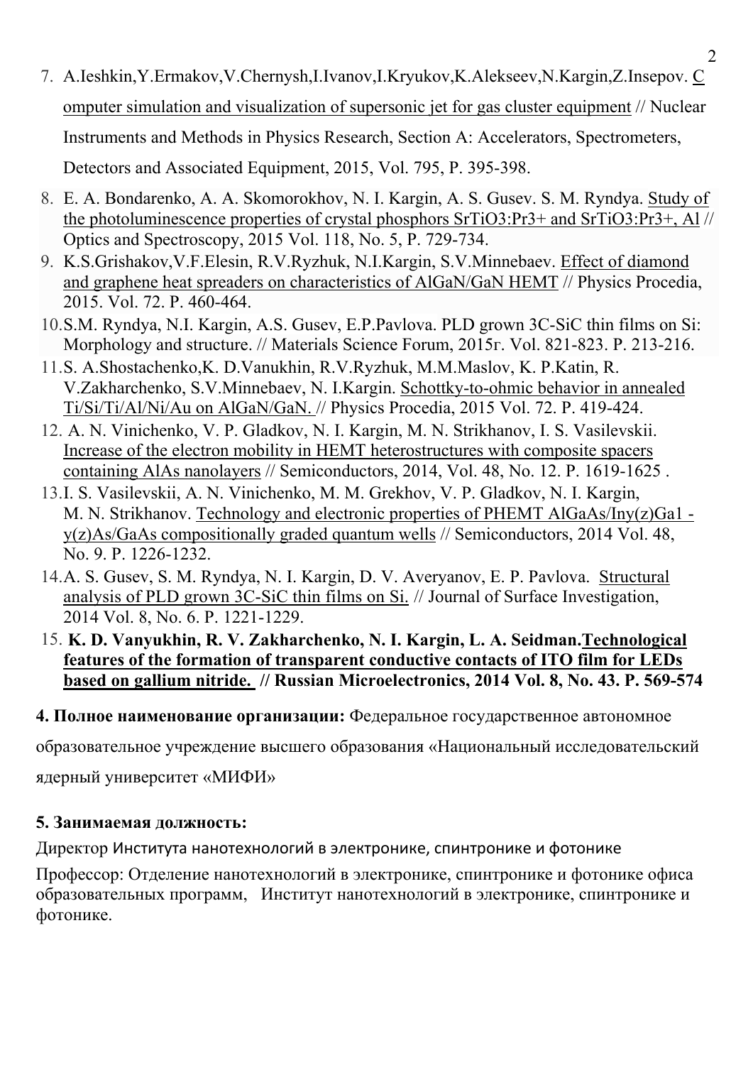7. A.Ieshkin,Y.Ermakov,V.Chernysh,I.Ivanov,I.Kryukov,K.Alekseev,N.Kargin,Z.Insepov. Computer simulation and visualization of supersonic jet for gas cluster equipment // Nuclear Instruments and Methods in Physics Research, Section A: Accelerators, Spectrometers, Detectors and Associated Equipment, 2015, Vol. 795, P. 395-398.
8. E. A. Bondarenko, A. A. Skomorokhov, N. I. Kargin, A. S. Gusev. S. M. Ryndya. Study of the photoluminescence properties of crystal phosphors $SrTiO_3:Pr^{3+}$ and $SrTiO_3:Pr^{3+}$, Al // Optics and Spectroscopy, 2015 Vol. 118, No. 5, P. 729-734.
9. K.S.Grishakov,V.F.Elesin, R.V.Ryzhuk, N.I.Kargin, S.V.Minnebaev. Effect of diamond and graphene heat spreaders on characteristics of AlGaN/GaN HEMT // Physics Procedia, 2015. Vol. 72. P. 460-464.
10. S.M. Ryndya, N.I. Kargin, A.S. Gusev, E.P.Pavlova. PLD grown 3C-SiC thin films on Si: Morphology and structure. // Materials Science Forum, 2015г. Vol. 821-823. P. 213-216.
11. S. A.Shostachenko,K. D.Vanukhin, R.V.Ryzhuk, M.M.Maslov, K. P.Katin, R. V.Zakharchenko, S.V.Minnebaev, N. I.Kargin. Schottky-to-ohmic behavior in annealed Ti/Si/Ti/Al/Ni/Au on AlGaN/GaN. // Physics Procedia, 2015 Vol. 72. P. 419-424.
12. A. N. Vinichenko, V. P. Gladkov, N. I. Kargin, M. N. Strikhanov, I. S. Vasilevskii. Increase of the electron mobility in HEMT heterostructures with composite spacers containing AlAs nanolayers // Semiconductors, 2014, Vol. 48, No. 12. P. 1619-1625 .
13. I. S. Vasilevskii, A. N. Vinichenko, M. M. Grekhov, V. P. Gladkov, N. I. Kargin, M. N. Strikhanov. Technology and electronic properties of PHEMT AlGaAs/$In_{y(z)}Ga_{1-y(z)}As$/GaAs compositionally graded quantum wells // Semiconductors, 2014 Vol. 48, No. 9. P. 1226-1232.
14. A. S. Gusev, S. M. Ryndya, N. I. Kargin, D. V. Averyanov, E. P. Pavlova. Structural analysis of PLD grown 3C-SiC thin films on Si. // Journal of Surface Investigation, 2014 Vol. 8, No. 6. P. 1221-1229.
15. **K. D. Vanyukhin, R. V. Zakharchenko, N. I. Kargin, L. A. Seidman. Technological features of the formation of transparent conductive contacts of ITO film for LEDs based on gallium nitride. // Russian Microelectronics, 2014 Vol. 8, No. 43. P. 569-574**

**4. Полное наименование организации:** Федеральное государственное автономное образовательное учреждение высшего образования «Национальный исследовательский ядерный университет «МИФИ»

**5. Занимаемая должность:**

Директор Института нанотехнологий в электронике, спинтронике и фотонике

Профессор: Отделение нанотехнологий в электронике, спинтронике и фотонике офиса образовательных программ, Институт нанотехнологий в электронике, спинтронике и фотонике.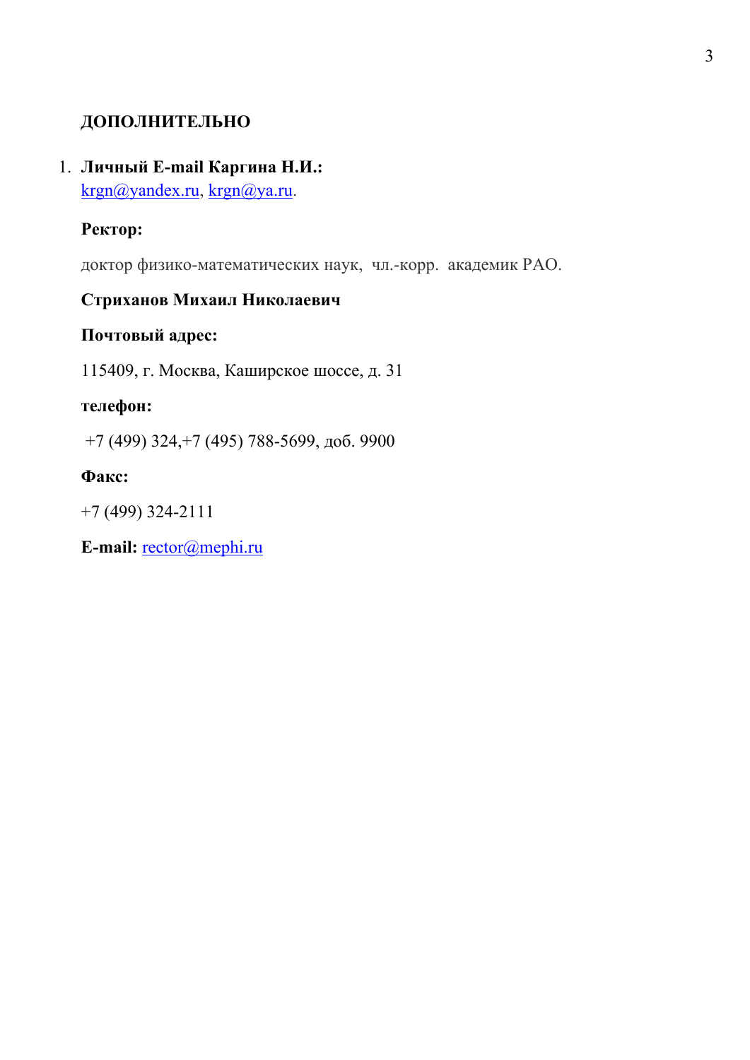## ДОПОЛНИТЕЛЬНО

1. **Личный E-mail Каргина Н.И.:**
   krgn@yandex.ru, krgn@ya.ru.

**Ректор:**

доктор физико-математических наук, чл.-корр. академик РАО.

**Стриханов Михаил Николаевич**

**Почтовый адрес:**

115409, г. Москва, Каширское шоссе, д. 31

**телефон:**

+7 (499) 324,+7 (495) 788-5699, доб. 9900

**Факс:**

+7 (499) 324-2111

**E-mail:** rector@mephi.ru